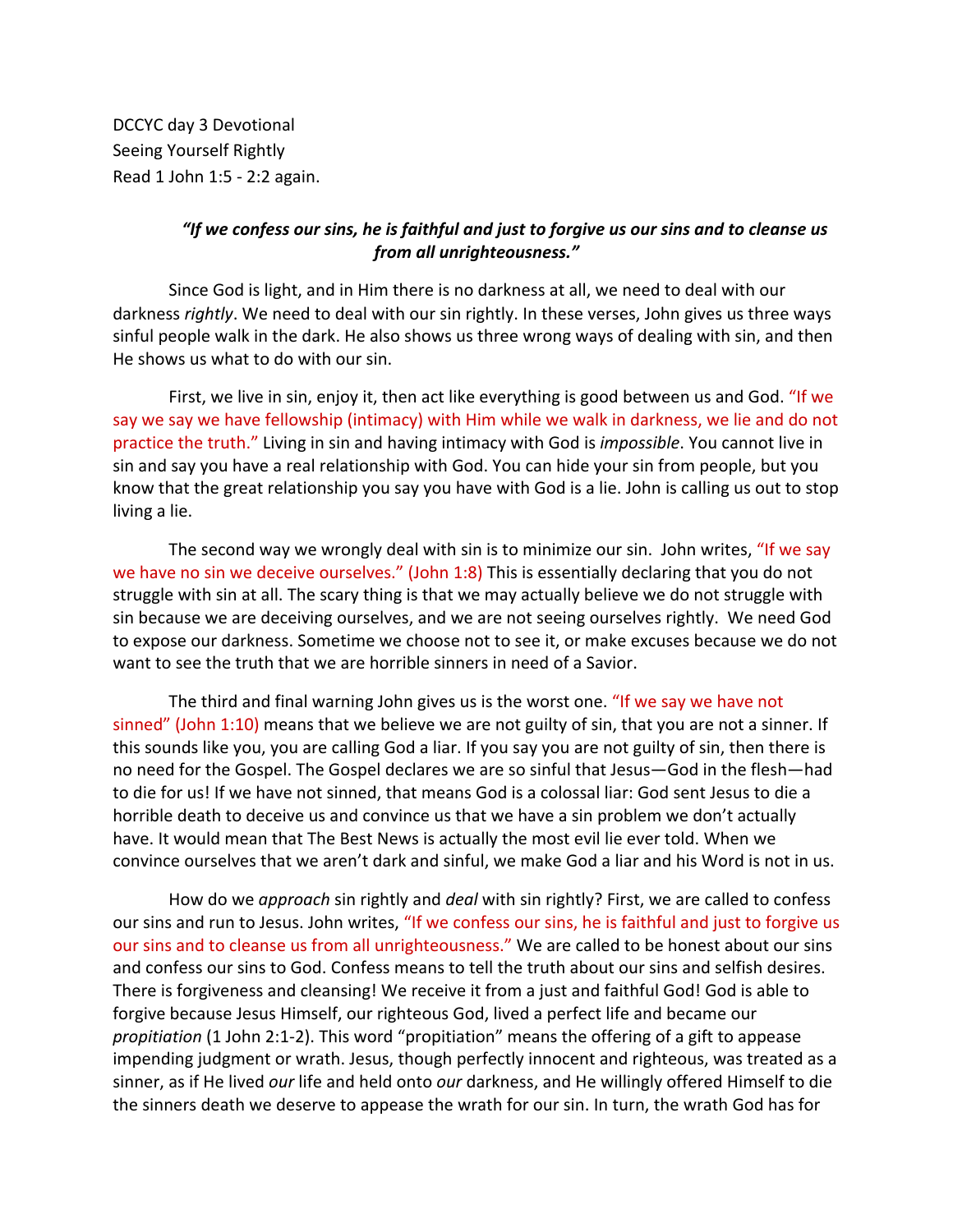DCCYC day 3 Devotional
Seeing Yourself Rightly
Read 1 John 1:5 - 2:2 again.

***"If we confess our sins, he is faithful and just to forgive us our sins and to cleanse us from all unrighteousness."***

Since God is light, and in Him there is no darkness at all, we need to deal with our darkness *rightly*. We need to deal with our sin rightly. In these verses, John gives us three ways sinful people walk in the dark. He also shows us three wrong ways of dealing with sin, and then He shows us what to do with our sin.

First, we live in sin, enjoy it, then act like everything is good between us and God. "If we say we say we have fellowship (intimacy) with Him while we walk in darkness, we lie and do not practice the truth." Living in sin and having intimacy with God is *impossible*. You cannot live in sin and say you have a real relationship with God. You can hide your sin from people, but you know that the great relationship you say you have with God is a lie. John is calling us out to stop living a lie.

The second way we wrongly deal with sin is to minimize our sin. John writes, "If we say we have no sin we deceive ourselves." (John 1:8) This is essentially declaring that you do not struggle with sin at all. The scary thing is that we may actually believe we do not struggle with sin because we are deceiving ourselves, and we are not seeing ourselves rightly. We need God to expose our darkness. Sometime we choose not to see it, or make excuses because we do not want to see the truth that we are horrible sinners in need of a Savior.

The third and final warning John gives us is the worst one. "If we say we have not sinned" (John 1:10) means that we believe we are not guilty of sin, that you are not a sinner. If this sounds like you, you are calling God a liar. If you say you are not guilty of sin, then there is no need for the Gospel. The Gospel declares we are so sinful that Jesus—God in the flesh—had to die for us! If we have not sinned, that means God is a colossal liar: God sent Jesus to die a horrible death to deceive us and convince us that we have a sin problem we don't actually have. It would mean that The Best News is actually the most evil lie ever told. When we convince ourselves that we aren't dark and sinful, we make God a liar and his Word is not in us.

How do we *approach* sin rightly and *deal* with sin rightly? First, we are called to confess our sins and run to Jesus. John writes, "If we confess our sins, he is faithful and just to forgive us our sins and to cleanse us from all unrighteousness." We are called to be honest about our sins and confess our sins to God. Confess means to tell the truth about our sins and selfish desires. There is forgiveness and cleansing! We receive it from a just and faithful God! God is able to forgive because Jesus Himself, our righteous God, lived a perfect life and became our *propitiation* (1 John 2:1-2). This word "propitiation" means the offering of a gift to appease impending judgment or wrath. Jesus, though perfectly innocent and righteous, was treated as a sinner, as if He lived *our* life and held onto *our* darkness, and He willingly offered Himself to die the sinners death we deserve to appease the wrath for our sin. In turn, the wrath God has for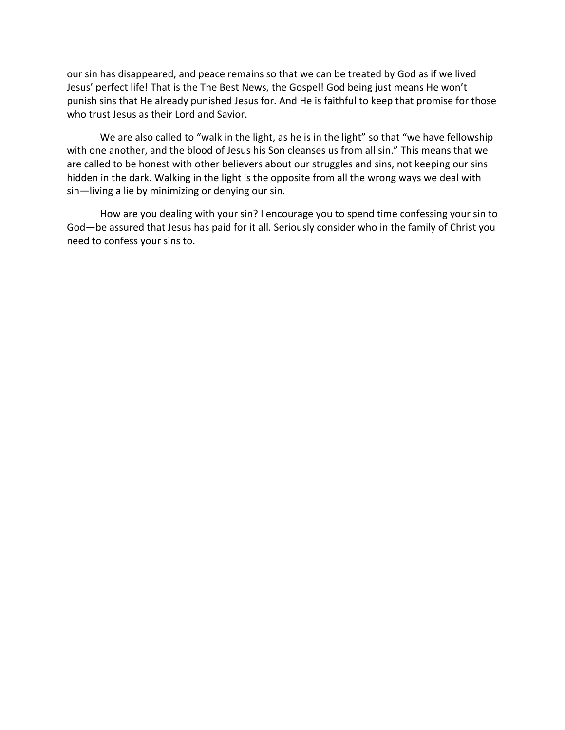our sin has disappeared, and peace remains so that we can be treated by God as if we lived Jesus' perfect life! That is the The Best News, the Gospel! God being just means He won't punish sins that He already punished Jesus for. And He is faithful to keep that promise for those who trust Jesus as their Lord and Savior.

We are also called to "walk in the light, as he is in the light" so that "we have fellowship with one another, and the blood of Jesus his Son cleanses us from all sin." This means that we are called to be honest with other believers about our struggles and sins, not keeping our sins hidden in the dark. Walking in the light is the opposite from all the wrong ways we deal with sin—living a lie by minimizing or denying our sin.

How are you dealing with your sin? I encourage you to spend time confessing your sin to God—be assured that Jesus has paid for it all. Seriously consider who in the family of Christ you need to confess your sins to.